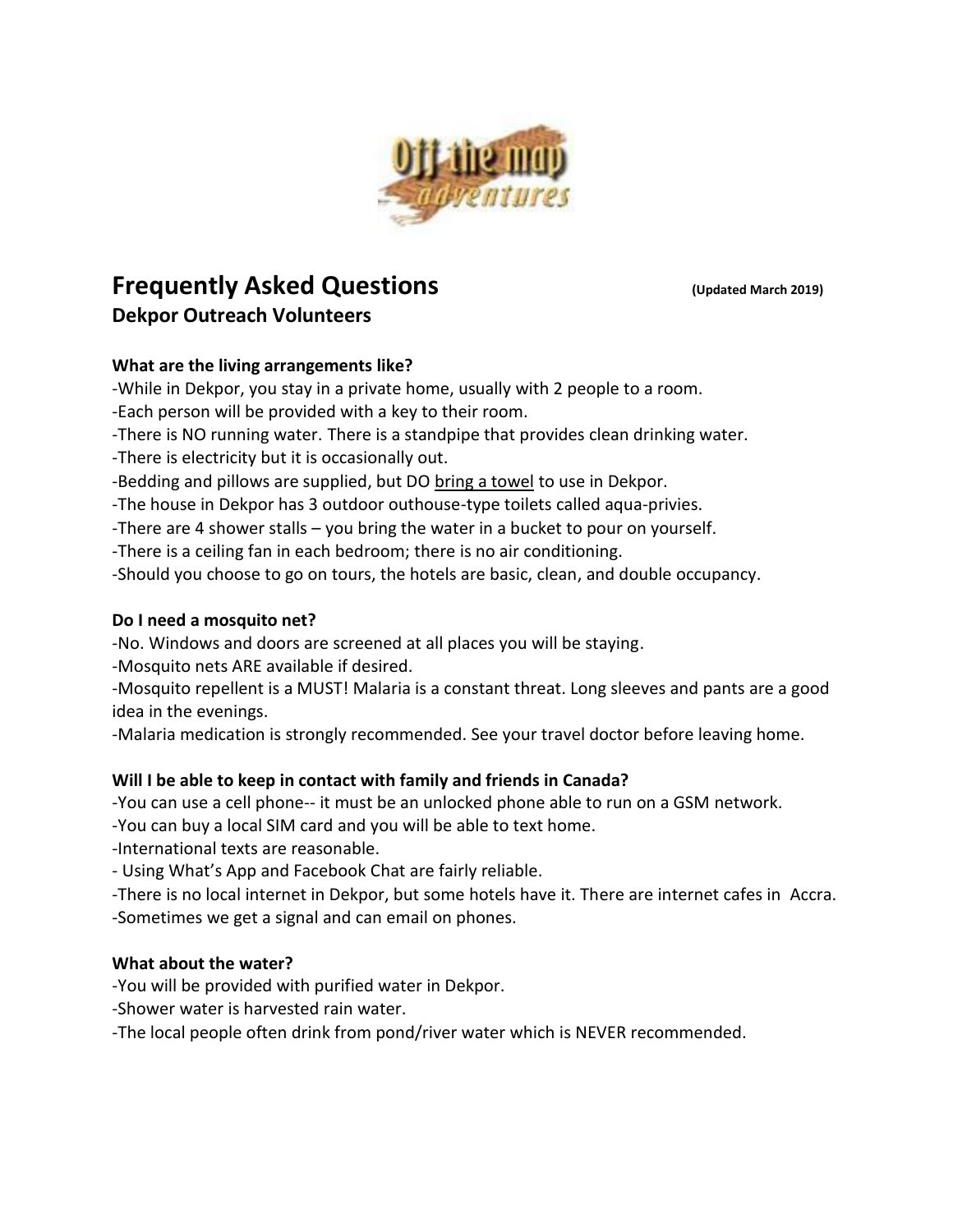# Frequently Asked Questions (Updated March 2019)

## Dekpor Outreach Volunteers

**What are the living arrangements like?**

-While in Dekpor, you stay in a private home, usually with 2 people to a room.
-Each person will be provided with a key to their room.
-There is NO running water. There is a standpipe that provides clean drinking water.
-There is electricity but it is occasionally out.
-Bedding and pillows are supplied, but DO bring a towel to use in Dekpor.
-The house in Dekpor has 3 outdoor outhouse-type toilets called aqua-privies.
-There are 4 shower stalls – you bring the water in a bucket to pour on yourself.
-There is a ceiling fan in each bedroom; there is no air conditioning.
-Should you choose to go on tours, the hotels are basic, clean, and double occupancy.

**Do I need a mosquito net?**

-No. Windows and doors are screened at all places you will be staying.
-Mosquito nets ARE available if desired.
-Mosquito repellent is a MUST! Malaria is a constant threat. Long sleeves and pants are a good idea in the evenings.
-Malaria medication is strongly recommended. See your travel doctor before leaving home.

**Will I be able to keep in contact with family and friends in Canada?**

-You can use a cell phone-- it must be an unlocked phone able to run on a GSM network.
-You can buy a local SIM card and you will be able to text home.
-International texts are reasonable.
- Using What's App and Facebook Chat are fairly reliable.
-There is no local internet in Dekpor, but some hotels have it. There are internet cafes in Accra.
-Sometimes we get a signal and can email on phones.

**What about the water?**

-You will be provided with purified water in Dekpor.
-Shower water is harvested rain water.
-The local people often drink from pond/river water which is NEVER recommended.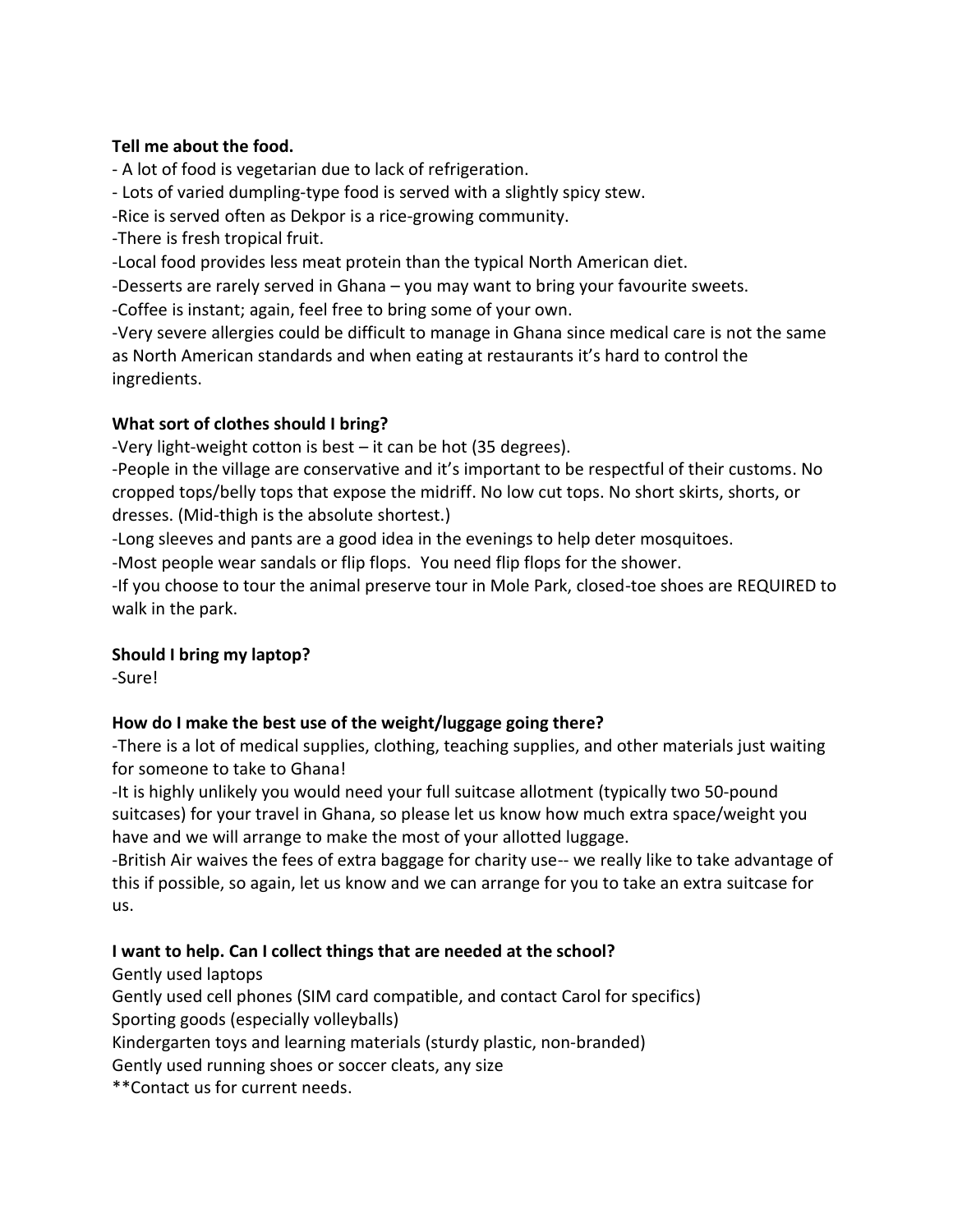**Tell me about the food.**

- A lot of food is vegetarian due to lack of refrigeration.
- Lots of varied dumpling-type food is served with a slightly spicy stew.
-Rice is served often as Dekpor is a rice-growing community.
-There is fresh tropical fruit.
-Local food provides less meat protein than the typical North American diet.
-Desserts are rarely served in Ghana – you may want to bring your favourite sweets.
-Coffee is instant; again, feel free to bring some of your own.
-Very severe allergies could be difficult to manage in Ghana since medical care is not the same as North American standards and when eating at restaurants it's hard to control the ingredients.

**What sort of clothes should I bring?**

-Very light-weight cotton is best – it can be hot (35 degrees).
-People in the village are conservative and it's important to be respectful of their customs. No cropped tops/belly tops that expose the midriff. No low cut tops. No short skirts, shorts, or dresses. (Mid-thigh is the absolute shortest.)
-Long sleeves and pants are a good idea in the evenings to help deter mosquitoes.
-Most people wear sandals or flip flops. You need flip flops for the shower.
-If you choose to tour the animal preserve tour in Mole Park, closed-toe shoes are REQUIRED to walk in the park.

**Should I bring my laptop?**

-Sure!

**How do I make the best use of the weight/luggage going there?**

-There is a lot of medical supplies, clothing, teaching supplies, and other materials just waiting for someone to take to Ghana!
-It is highly unlikely you would need your full suitcase allotment (typically two 50-pound suitcases) for your travel in Ghana, so please let us know how much extra space/weight you have and we will arrange to make the most of your allotted luggage.
-British Air waives the fees of extra baggage for charity use-- we really like to take advantage of this if possible, so again, let us know and we can arrange for you to take an extra suitcase for us.

**I want to help. Can I collect things that are needed at the school?**

Gently used laptops
Gently used cell phones (SIM card compatible, and contact Carol for specifics)
Sporting goods (especially volleyballs)
Kindergarten toys and learning materials (sturdy plastic, non-branded)
Gently used running shoes or soccer cleats, any size
**Contact us for current needs.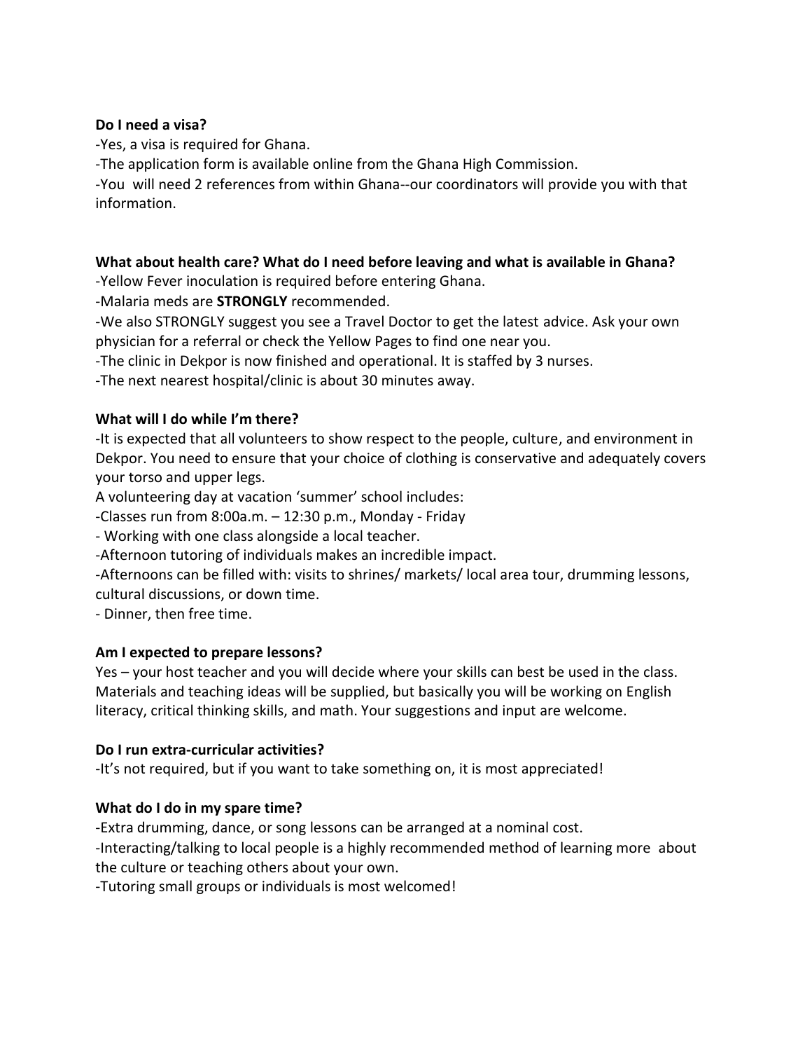**Do I need a visa?**

-Yes, a visa is required for Ghana.

-The application form is available online from the Ghana High Commission.

-You will need 2 references from within Ghana--our coordinators will provide you with that information.

**What about health care? What do I need before leaving and what is available in Ghana?**

-Yellow Fever inoculation is required before entering Ghana.

-Malaria meds are **STRONGLY** recommended.

-We also STRONGLY suggest you see a Travel Doctor to get the latest advice. Ask your own physician for a referral or check the Yellow Pages to find one near you.

-The clinic in Dekpor is now finished and operational. It is staffed by 3 nurses.

-The next nearest hospital/clinic is about 30 minutes away.

**What will I do while I'm there?**

-It is expected that all volunteers to show respect to the people, culture, and environment in Dekpor. You need to ensure that your choice of clothing is conservative and adequately covers your torso and upper legs.

A volunteering day at vacation 'summer' school includes:

-Classes run from 8:00a.m. – 12:30 p.m., Monday - Friday

- Working with one class alongside a local teacher.

-Afternoon tutoring of individuals makes an incredible impact.

-Afternoons can be filled with: visits to shrines/ markets/ local area tour, drumming lessons, cultural discussions, or down time.

- Dinner, then free time.

**Am I expected to prepare lessons?**

Yes – your host teacher and you will decide where your skills can best be used in the class. Materials and teaching ideas will be supplied, but basically you will be working on English literacy, critical thinking skills, and math. Your suggestions and input are welcome.

**Do I run extra-curricular activities?**

-It's not required, but if you want to take something on, it is most appreciated!

**What do I do in my spare time?**

-Extra drumming, dance, or song lessons can be arranged at a nominal cost.

-Interacting/talking to local people is a highly recommended method of learning more about the culture or teaching others about your own.

-Tutoring small groups or individuals is most welcomed!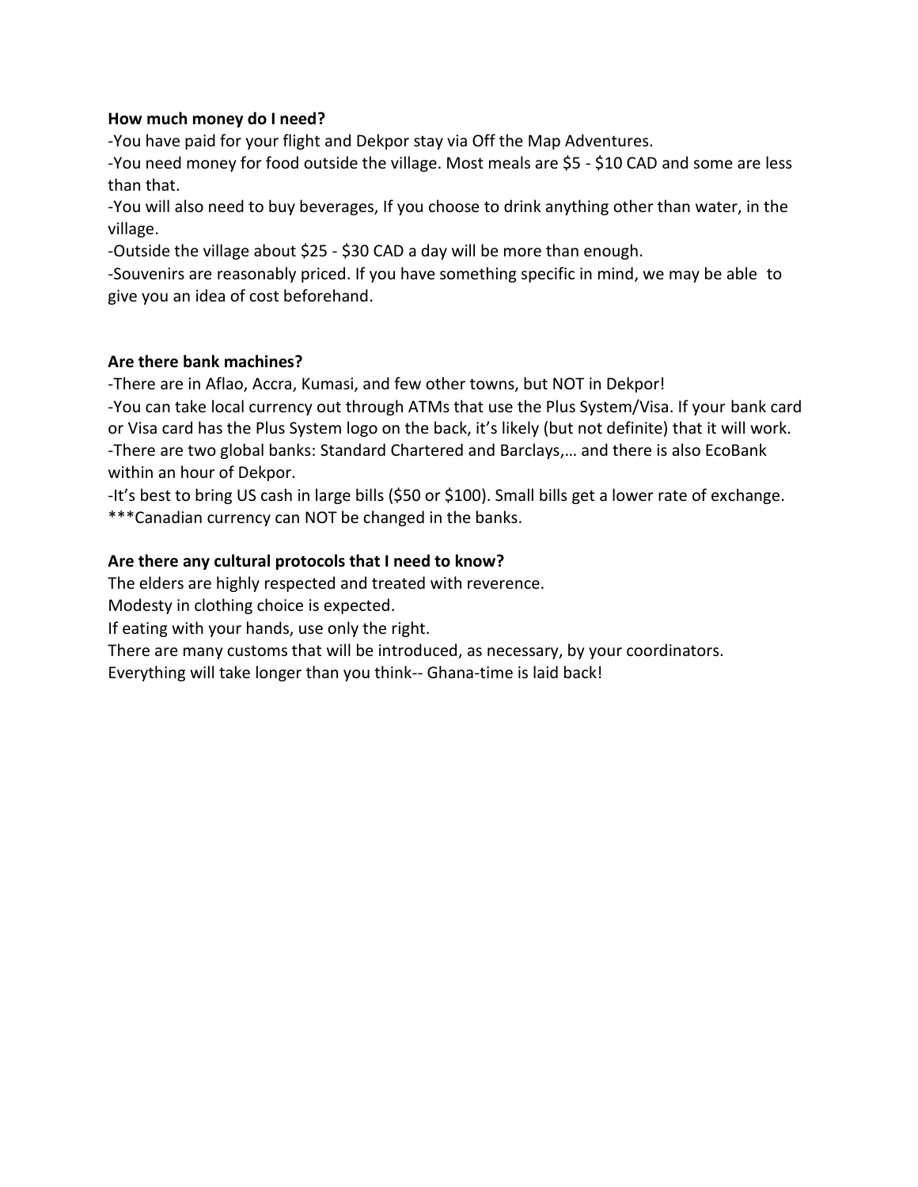**How much money do I need?**

-You have paid for your flight and Dekpor stay via Off the Map Adventures.

-You need money for food outside the village. Most meals are $5 - $10 CAD and some are less than that.

-You will also need to buy beverages, If you choose to drink anything other than water, in the village.

-Outside the village about $25 - $30 CAD a day will be more than enough.

-Souvenirs are reasonably priced. If you have something specific in mind, we may be able to give you an idea of cost beforehand.

**Are there bank machines?**

-There are in Aflao, Accra, Kumasi, and few other towns, but NOT in Dekpor!

-You can take local currency out through ATMs that use the Plus System/Visa. If your bank card or Visa card has the Plus System logo on the back, it's likely (but not definite) that it will work.

-There are two global banks: Standard Chartered and Barclays,… and there is also EcoBank within an hour of Dekpor.

-It's best to bring US cash in large bills ($50 or $100). Small bills get a lower rate of exchange.

***Canadian currency can NOT be changed in the banks.

**Are there any cultural protocols that I need to know?**

The elders are highly respected and treated with reverence.

Modesty in clothing choice is expected.

If eating with your hands, use only the right.

There are many customs that will be introduced, as necessary, by your coordinators.

Everything will take longer than you think-- Ghana-time is laid back!